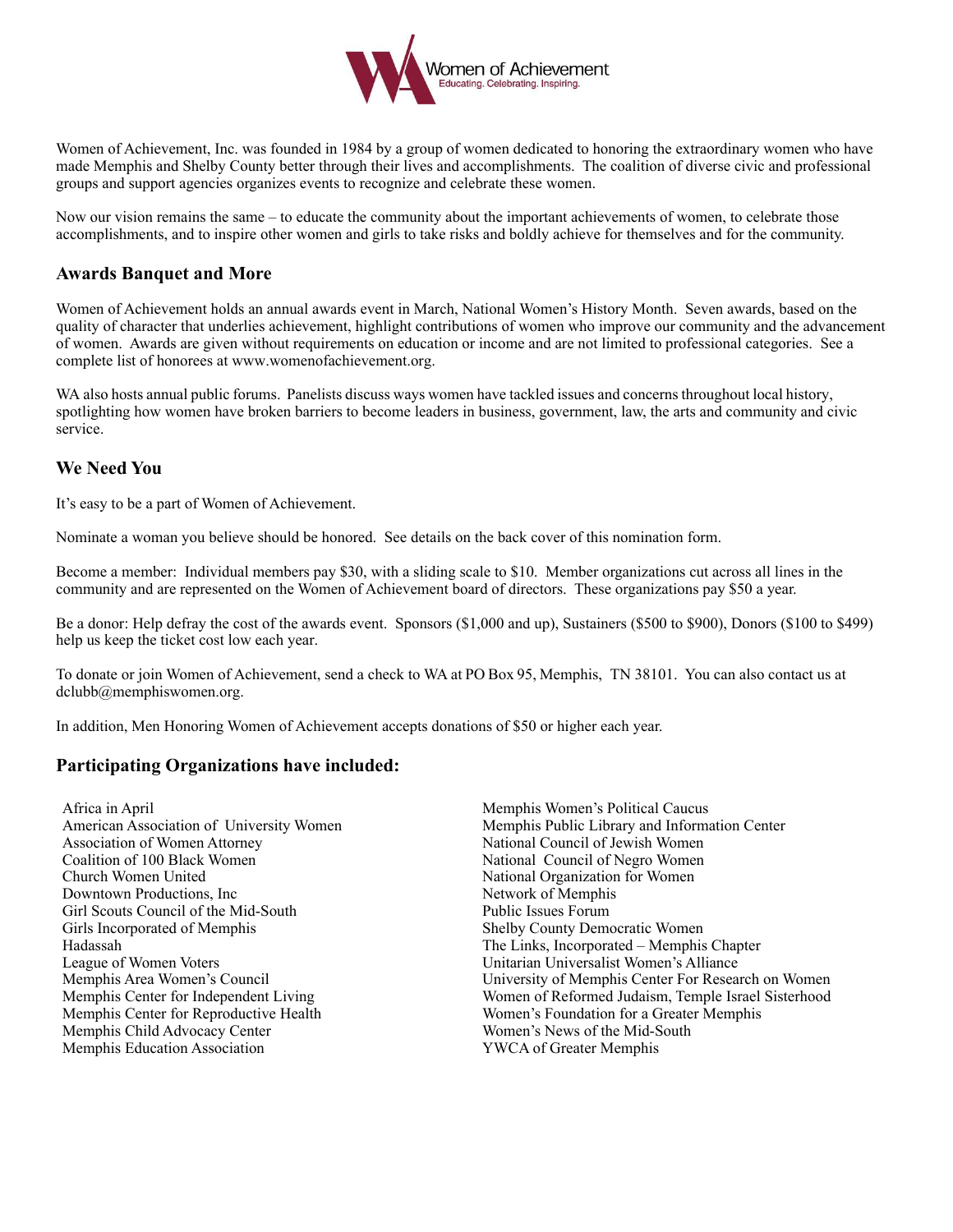Women of Achievement
Educating. Celebrating. Inspiring.

Women of Achievement, Inc. was founded in 1984 by a group of women dedicated to honoring the extraordinary women who have made Memphis and Shelby County better through their lives and accomplishments. The coalition of diverse civic and professional groups and support agencies organizes events to recognize and celebrate these women.

Now our vision remains the same – to educate the community about the important achievements of women, to celebrate those accomplishments, and to inspire other women and girls to take risks and boldly achieve for themselves and for the community.

## Awards Banquet and More

Women of Achievement holds an annual awards event in March, National Women's History Month. Seven awards, based on the quality of character that underlies achievement, highlight contributions of women who improve our community and the advancement of women. Awards are given without requirements on education or income and are not limited to professional categories. See a complete list of honorees at www.womenofachievement.org.

WA also hosts annual public forums. Panelists discuss ways women have tackled issues and concerns throughout local history, spotlighting how women have broken barriers to become leaders in business, government, law, the arts and community and civic service.

## We Need You

It's easy to be a part of Women of Achievement.

Nominate a woman you believe should be honored. See details on the back cover of this nomination form.

Become a member: Individual members pay $30, with a sliding scale to $10. Member organizations cut across all lines in the community and are represented on the Women of Achievement board of directors. These organizations pay $50 a year.

Be a donor: Help defray the cost of the awards event. Sponsors ($1,000 and up), Sustainers ($500 to $900), Donors ($100 to $499) help us keep the ticket cost low each year.

To donate or join Women of Achievement, send a check to WA at PO Box 95, Memphis, TN 38101. You can also contact us at dclubb@memphiswomen.org.

In addition, Men Honoring Women of Achievement accepts donations of $50 or higher each year.

## Participating Organizations have included:

Africa in April
American Association of University Women
Association of Women Attorney
Coalition of 100 Black Women
Church Women United
Downtown Productions, Inc
Girl Scouts Council of the Mid-South
Girls Incorporated of Memphis
Hadassah
League of Women Voters
Memphis Area Women's Council
Memphis Center for Independent Living
Memphis Center for Reproductive Health
Memphis Child Advocacy Center
Memphis Education Association
Memphis Women's Political Caucus
Memphis Public Library and Information Center
National Council of Jewish Women
National Council of Negro Women
National Organization for Women
Network of Memphis
Public Issues Forum
Shelby County Democratic Women
The Links, Incorporated – Memphis Chapter
Unitarian Universalist Women's Alliance
University of Memphis Center For Research on Women
Women of Reformed Judaism, Temple Israel Sisterhood
Women's Foundation for a Greater Memphis
Women's News of the Mid-South
YWCA of Greater Memphis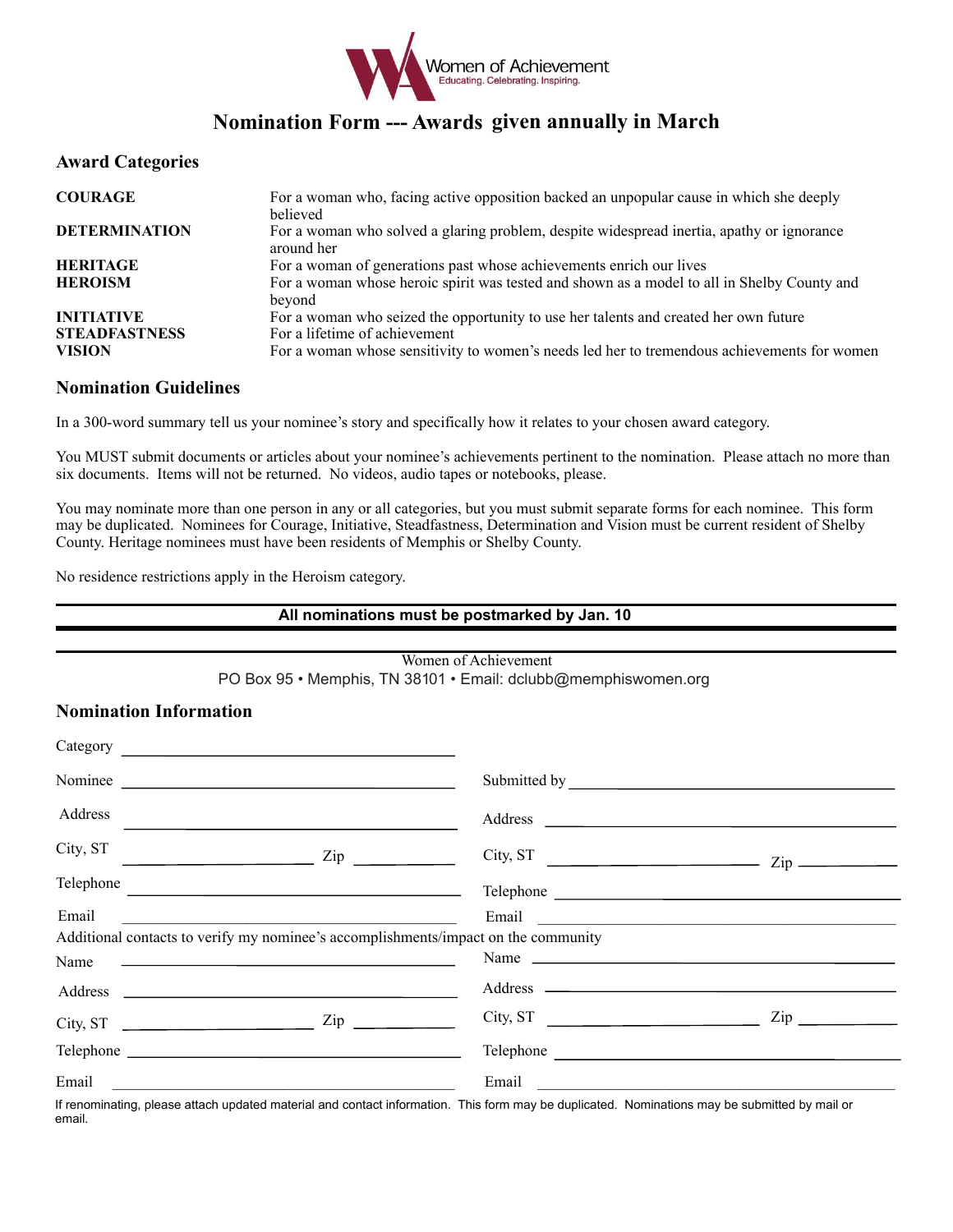Women of Achievement
Educating. Celebrating. Inspiring.

# Nomination Form --- Awards given annually in March

## Award Categories

| | |
|---|---|
| **COURAGE** | For a woman who, facing active opposition backed an unpopular cause in which she deeply believed |
| **DETERMINATION** | For a woman who solved a glaring problem, despite widespread inertia, apathy or ignorance around her |
| **HERITAGE** | For a woman of generations past whose achievements enrich our lives |
| **HEROISM** | For a woman whose heroic spirit was tested and shown as a model to all in Shelby County and beyond |
| **INITIATIVE** | For a woman who seized the opportunity to use her talents and created her own future |
| **STEADFASTNESS** | For a lifetime of achievement |
| **VISION** | For a woman whose sensitivity to women's needs led her to tremendous achievements for women |

## Nomination Guidelines

In a 300-word summary tell us your nominee's story and specifically how it relates to your chosen award category.

You MUST submit documents or articles about your nominee's achievements pertinent to the nomination. Please attach no more than six documents. Items will not be returned. No videos, audio tapes or notebooks, please.

You may nominate more than one person in any or all categories, but you must submit separate forms for each nominee. This form may be duplicated. Nominees for Courage, Initiative, Steadfastness, Determination and Vision must be current resident of Shelby County. Heritage nominees must have been residents of Memphis or Shelby County.

No residence restrictions apply in the Heroism category.

**All nominations must be postmarked by Jan. 10**

Women of Achievement
PO Box 95 • Memphis, TN 38101 • Email: dclubb@memphiswomen.org

## Nomination Information

Category ______________________

Nominee ______________________ Submitted by ______________________

Address ______________________ Address ______________________

City, ST ____________ Zip ________ City, ST ____________ Zip ________

Telephone ______________________ Telephone ______________________

Email ______________________ Email ______________________

Additional contacts to verify my nominee's accomplishments/impact on the community

Name ______________________ Name ______________________

Address ______________________ Address ______________________

City, ST ____________ Zip ________ City, ST ____________ Zip ________

Telephone ______________________ Telephone ______________________

Email ______________________ Email ______________________

If renominating, please attach updated material and contact information. This form may be duplicated. Nominations may be submitted by mail or email.